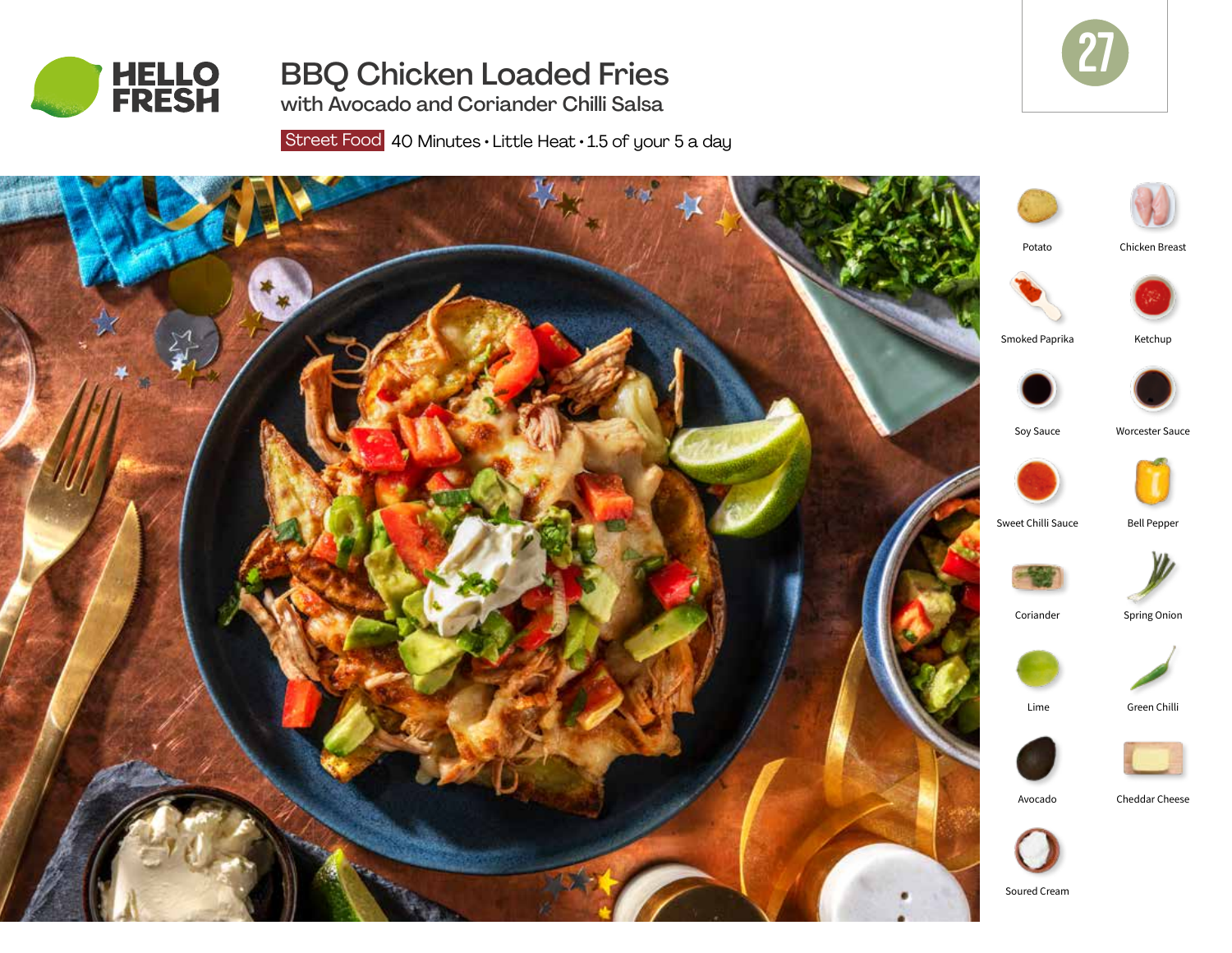HELLO FRESH

# BBQ Chicken Loaded Fries

## with Avocado and Coriander Chilli Salsa

27

Street Food 40 Minutes • Little Heat • 1.5 of your 5 a day

- Potato
- Chicken Breast
- Smoked Paprika
- Ketchup
- Soy Sauce
- Worcester Sauce
- Sweet Chilli Sauce
- Bell Pepper
- Coriander
- Spring Onion
- Lime
- Green Chilli
- Avocado
- Cheddar Cheese
- Soured Cream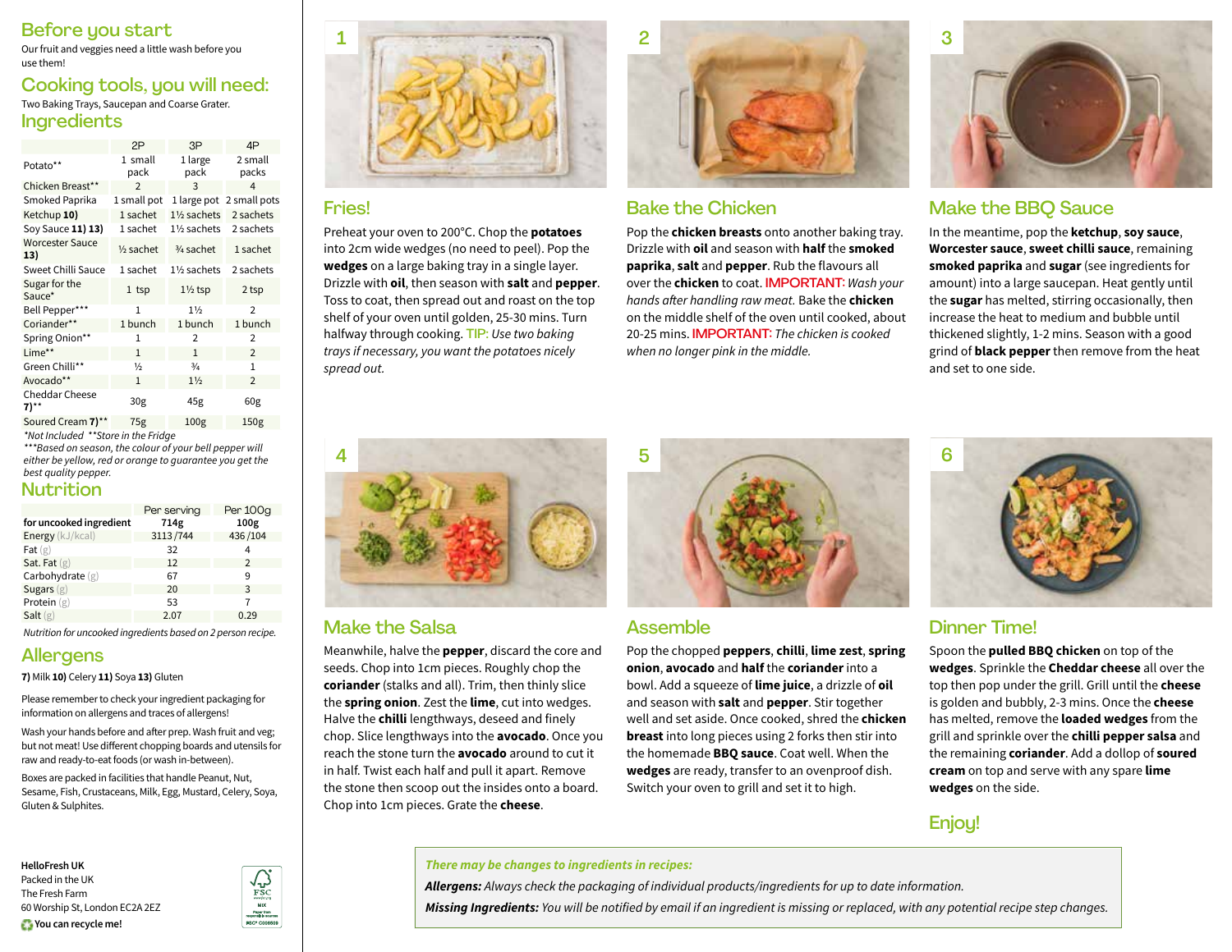## Before you start

Our fruit and veggies need a little wash before you use them!

## Cooking tools, you will need:

Two Baking Trays, Saucepan and Coarse Grater.

## Ingredients

| | 2P | 3P | 4P |
|---|---|---|---|
| Potato** | 1 small pack | 1 large pack | 2 small packs |
| Chicken Breast** | 2 | 3 | 4 |
| Smoked Paprika | 1 small pot | 1 large pot | 2 small pots |
| Ketchup **10)** | 1 sachet | 1½ sachets | 2 sachets |
| Soy Sauce **11) 13)** | 1 sachet | 1½ sachets | 2 sachets |
| Worcester Sauce **13)** | ½ sachet | ¾ sachet | 1 sachet |
| Sweet Chilli Sauce | 1 sachet | 1½ sachets | 2 sachets |
| Sugar for the Sauce* | 1 tsp | 1½ tsp | 2 tsp |
| Bell Pepper*** | 1 | 1½ | 2 |
| Coriander** | 1 bunch | 1 bunch | 1 bunch |
| Spring Onion** | 1 | 2 | 2 |
| Lime** | 1 | 1 | 2 |
| Green Chilli** | ½ | ¾ | 1 |
| Avocado** | 1 | 1½ | 2 |
| Cheddar Cheese **7)**** | 30g | 45g | 60g |
| Soured Cream **7)**** | 75g | 100g | 150g |

*Not Included **Store in the Fridge

***Based on season, the colour of your bell pepper will either be yellow, red or orange to guarantee you get the best quality pepper.

## Nutrition

| | Per serving | Per 100g |
|---|---|---|
| **for uncooked ingredient** | **714g** | **100g** |
| Energy (kJ/kcal) | 3113 /744 | 436 /104 |
| Fat (g) | 32 | 4 |
| Sat. Fat (g) | 12 | 2 |
| Carbohydrate (g) | 67 | 9 |
| Sugars (g) | 20 | 3 |
| Protein (g) | 53 | 7 |
| Salt (g) | 2.07 | 0.29 |

*Nutrition for uncooked ingredients based on 2 person recipe.*

## Allergens

**7)** Milk **10)** Celery **11)** Soya **13)** Gluten

Please remember to check your ingredient packaging for information on allergens and traces of allergens!

Wash your hands before and after prep. Wash fruit and veg; but not meat! Use different chopping boards and utensils for raw and ready-to-eat foods (or wash in-between).

Boxes are packed in facilities that handle Peanut, Nut, Sesame, Fish, Crustaceans, Milk, Egg, Mustard, Celery, Soya, Gluten & Sulphites.

**HelloFresh UK**
Packed in the UK
The Fresh Farm
60 Worship St, London EC2A 2EZ
**You can recycle me!**

## 1 Fries!

Preheat your oven to 200°C. Chop the **potatoes** into 2cm wide wedges (no need to peel). Pop the **wedges** on a large baking tray in a single layer. Drizzle with **oil**, then season with **salt** and **pepper**. Toss to coat, then spread out and roast on the top shelf of your oven until golden, 25-30 mins. Turn halfway through cooking. TIP: *Use two baking trays if necessary, you want the potatoes nicely spread out.*

## 2 Bake the Chicken

Pop the **chicken breasts** onto another baking tray. Drizzle with **oil** and season with **half** the **smoked paprika**, **salt** and **pepper**. Rub the flavours all over the **chicken** to coat. IMPORTANT: *Wash your hands after handling raw meat.* Bake the **chicken** on the middle shelf of the oven until cooked, about 20-25 mins. IMPORTANT: *The chicken is cooked when no longer pink in the middle.*

## 3 Make the BBQ Sauce

In the meantime, pop the **ketchup**, **soy sauce**, **Worcester sauce**, **sweet chilli sauce**, remaining **smoked paprika** and **sugar** (see ingredients for amount) into a large saucepan. Heat gently until the **sugar** has melted, stirring occasionally, then increase the heat to medium and bubble until thickened slightly, 1-2 mins. Season with a good grind of **black pepper** then remove from the heat and set to one side.

## 4 Make the Salsa

Meanwhile, halve the **pepper**, discard the core and seeds. Chop into 1cm pieces. Roughly chop the **coriander** (stalks and all). Trim, then thinly slice the **spring onion**. Zest the **lime**, cut into wedges. Halve the **chilli** lengthways, deseed and finely chop. Slice lengthways into the **avocado**. Once you reach the stone turn the **avocado** around to cut it in half. Twist each half and pull it apart. Remove the stone then scoop out the insides onto a board. Chop into 1cm pieces. Grate the **cheese**.

## 5 Assemble

Pop the chopped **peppers**, **chilli**, **lime zest**, **spring onion**, **avocado** and **half** the **coriander** into a bowl. Add a squeeze of **lime juice**, a drizzle of **oil** and season with **salt** and **pepper**. Stir together well and set aside. Once cooked, shred the **chicken breast** into long pieces using 2 forks then stir into the homemade **BBQ sauce**. Coat well. When the **wedges** are ready, transfer to an ovenproof dish. Switch your oven to grill and set it to high.

## 6 Dinner Time!

Spoon the **pulled BBQ chicken** on top of the **wedges**. Sprinkle the **Cheddar cheese** all over the top then pop under the grill. Grill until the **cheese** is golden and bubbly, 2-3 mins. Once the **cheese** has melted, remove the **loaded wedges** from the grill and sprinkle over the **chilli pepper salsa** and the remaining **coriander**. Add a dollop of **soured cream** on top and serve with any spare **lime wedges** on the side.

## Enjoy!

***There may be changes to ingredients in recipes:***

***Allergens:*** *Always check the packaging of individual products/ingredients for up to date information.*

***Missing Ingredients:*** *You will be notified by email if an ingredient is missing or replaced, with any potential recipe step changes.*